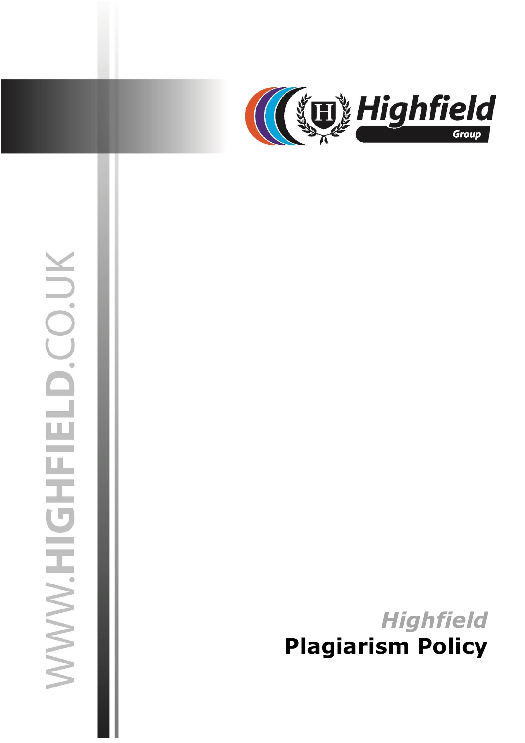WWW.HIGHFIELD.CO.UK

Highfield Group

# *Highfield*
# Plagiarism Policy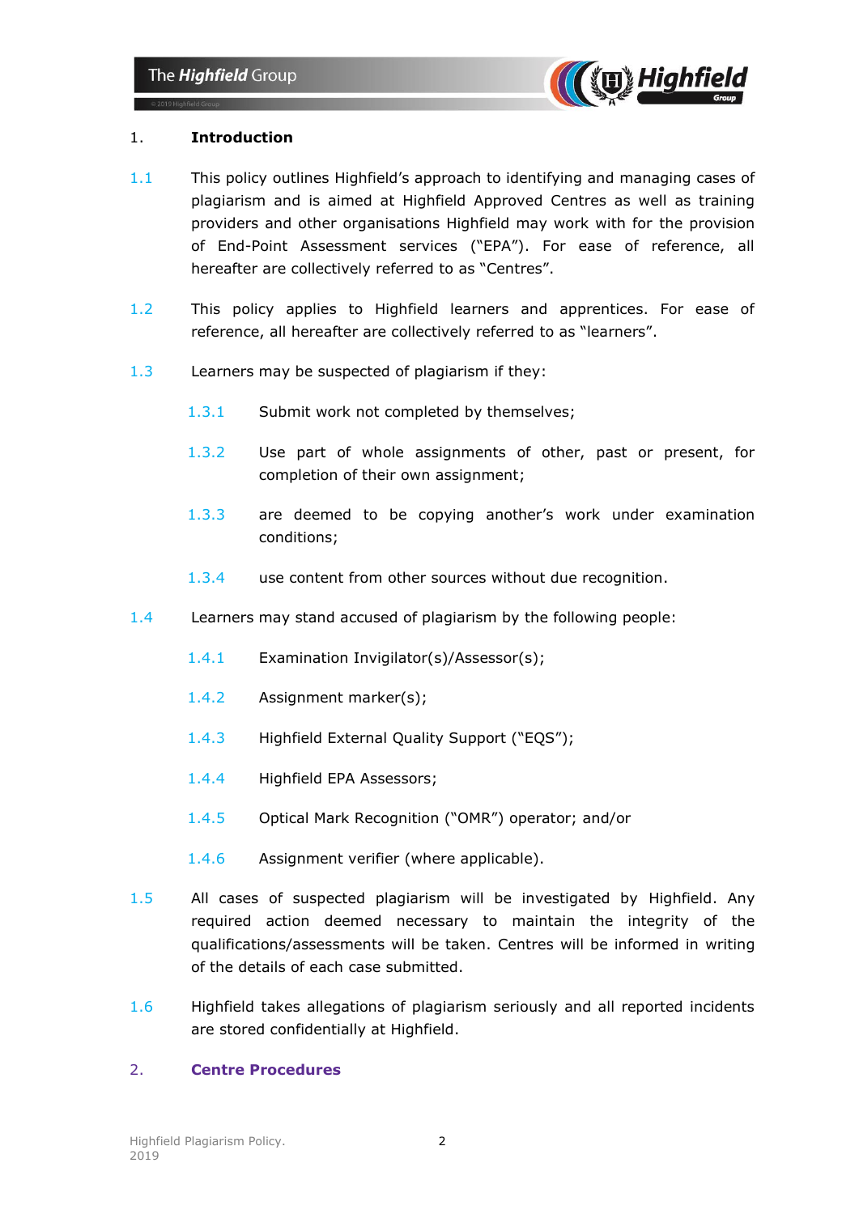## 1. Introduction

1.1 This policy outlines Highfield's approach to identifying and managing cases of plagiarism and is aimed at Highfield Approved Centres as well as training providers and other organisations Highfield may work with for the provision of End-Point Assessment services ("EPA"). For ease of reference, all hereafter are collectively referred to as "Centres".

1.2 This policy applies to Highfield learners and apprentices. For ease of reference, all hereafter are collectively referred to as "learners".

1.3 Learners may be suspected of plagiarism if they:

- 1.3.1 Submit work not completed by themselves;
- 1.3.2 Use part of whole assignments of other, past or present, for completion of their own assignment;
- 1.3.3 are deemed to be copying another's work under examination conditions;
- 1.3.4 use content from other sources without due recognition.

1.4 Learners may stand accused of plagiarism by the following people:

- 1.4.1 Examination Invigilator(s)/Assessor(s);
- 1.4.2 Assignment marker(s);
- 1.4.3 Highfield External Quality Support ("EQS");
- 1.4.4 Highfield EPA Assessors;
- 1.4.5 Optical Mark Recognition ("OMR") operator; and/or
- 1.4.6 Assignment verifier (where applicable).

1.5 All cases of suspected plagiarism will be investigated by Highfield. Any required action deemed necessary to maintain the integrity of the qualifications/assessments will be taken. Centres will be informed in writing of the details of each case submitted.

1.6 Highfield takes allegations of plagiarism seriously and all reported incidents are stored confidentially at Highfield.

## 2. Centre Procedures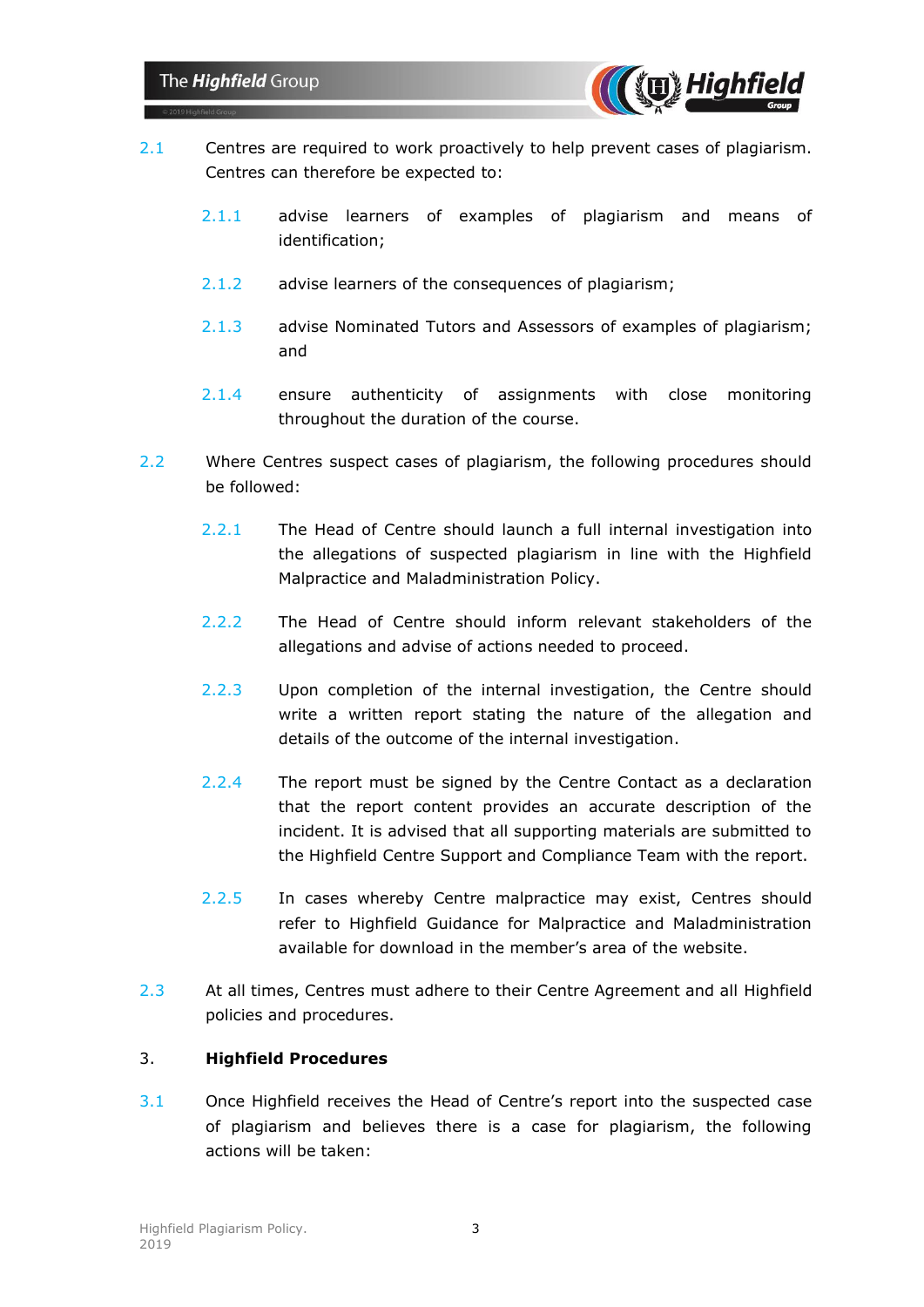2.1 Centres are required to work proactively to help prevent cases of plagiarism. Centres can therefore be expected to:

   2.1.1 advise learners of examples of plagiarism and means of identification;

   2.1.2 advise learners of the consequences of plagiarism;

   2.1.3 advise Nominated Tutors and Assessors of examples of plagiarism; and

   2.1.4 ensure authenticity of assignments with close monitoring throughout the duration of the course.

2.2 Where Centres suspect cases of plagiarism, the following procedures should be followed:

   2.2.1 The Head of Centre should launch a full internal investigation into the allegations of suspected plagiarism in line with the Highfield Malpractice and Maladministration Policy.

   2.2.2 The Head of Centre should inform relevant stakeholders of the allegations and advise of actions needed to proceed.

   2.2.3 Upon completion of the internal investigation, the Centre should write a written report stating the nature of the allegation and details of the outcome of the internal investigation.

   2.2.4 The report must be signed by the Centre Contact as a declaration that the report content provides an accurate description of the incident. It is advised that all supporting materials are submitted to the Highfield Centre Support and Compliance Team with the report.

   2.2.5 In cases whereby Centre malpractice may exist, Centres should refer to Highfield Guidance for Malpractice and Maladministration available for download in the member's area of the website.

2.3 At all times, Centres must adhere to their Centre Agreement and all Highfield policies and procedures.

## 3. Highfield Procedures

3.1 Once Highfield receives the Head of Centre's report into the suspected case of plagiarism and believes there is a case for plagiarism, the following actions will be taken: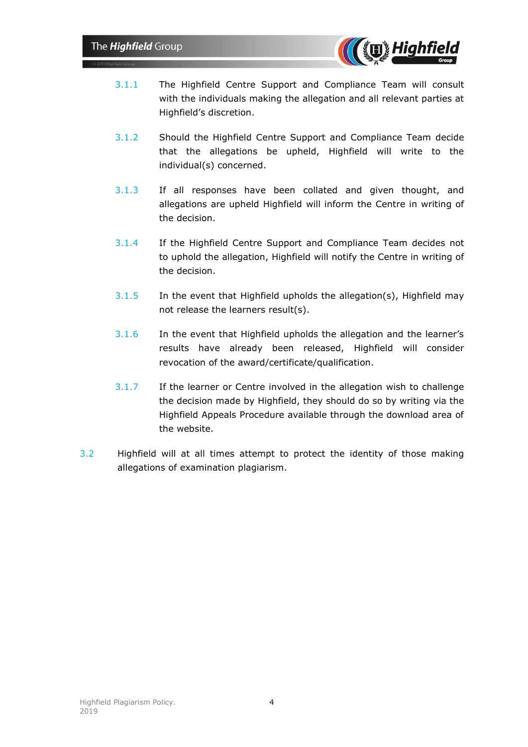3.1.1 The Highfield Centre Support and Compliance Team will consult with the individuals making the allegation and all relevant parties at Highfield's discretion.

3.1.2 Should the Highfield Centre Support and Compliance Team decide that the allegations be upheld, Highfield will write to the individual(s) concerned.

3.1.3 If all responses have been collated and given thought, and allegations are upheld Highfield will inform the Centre in writing of the decision.

3.1.4 If the Highfield Centre Support and Compliance Team decides not to uphold the allegation, Highfield will notify the Centre in writing of the decision.

3.1.5 In the event that Highfield upholds the allegation(s), Highfield may not release the learners result(s).

3.1.6 In the event that Highfield upholds the allegation and the learner's results have already been released, Highfield will consider revocation of the award/certificate/qualification.

3.1.7 If the learner or Centre involved in the allegation wish to challenge the decision made by Highfield, they should do so by writing via the Highfield Appeals Procedure available through the download area of the website.

3.2 Highfield will at all times attempt to protect the identity of those making allegations of examination plagiarism.